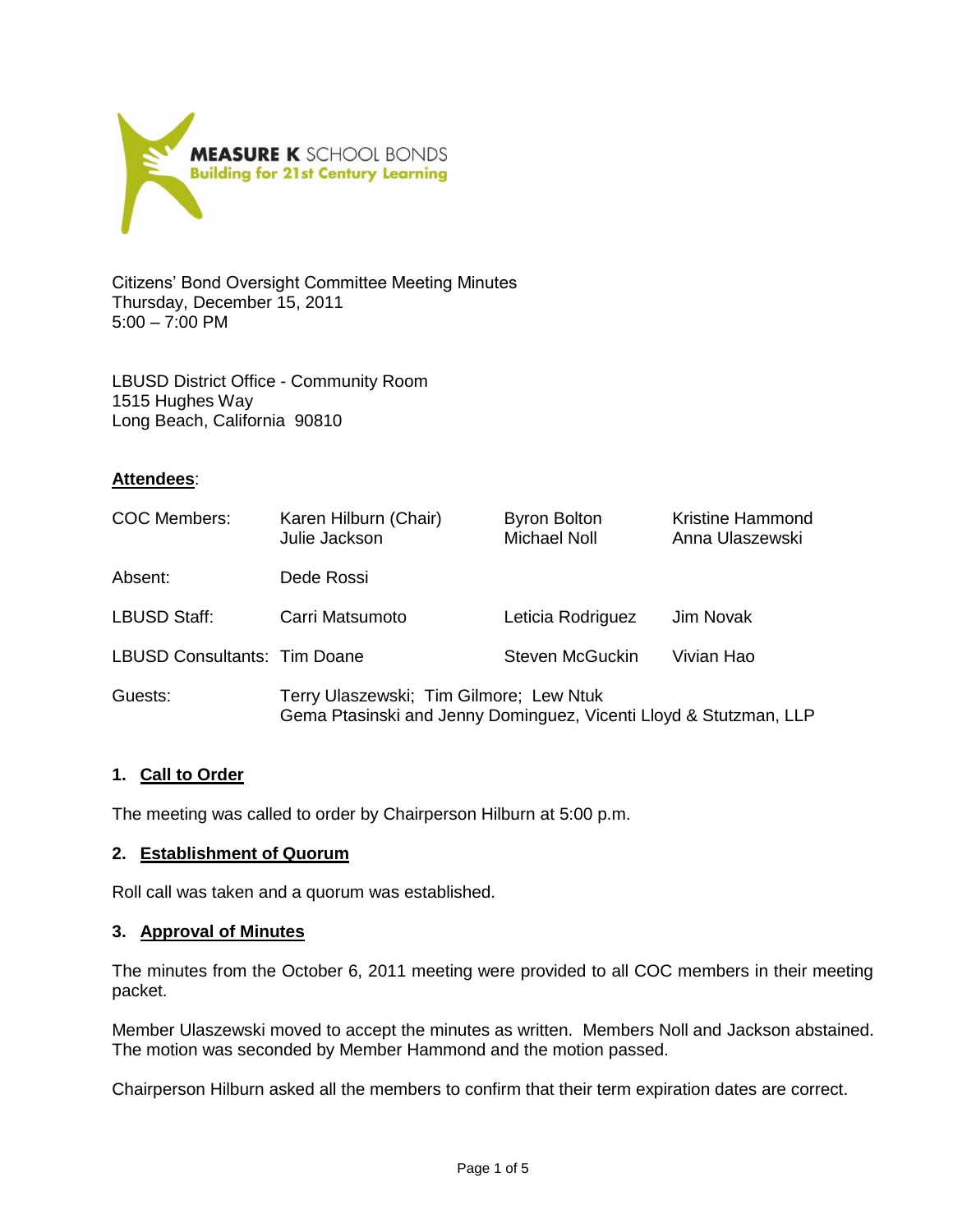**MEASURE K** SCHOOL BONDS
**Building for 21st Century Learning**

Citizens' Bond Oversight Committee Meeting Minutes
Thursday, December 15, 2011
5:00 – 7:00 PM

LBUSD District Office - Community Room
1515 Hughes Way
Long Beach, California 90810

**Attendees**:

| | | | |
|---|---|---|---|
| COC Members: | Karen Hilburn (Chair)<br>Julie Jackson | Byron Bolton<br>Michael Noll | Kristine Hammond<br>Anna Ulaszewski |
| Absent: | Dede Rossi | | |
| LBUSD Staff: | Carri Matsumoto | Leticia Rodriguez | Jim Novak |
| LBUSD Consultants: | Tim Doane | Steven McGuckin | Vivian Hao |
| Guests: | Terry Ulaszewski; Tim Gilmore; Lew Ntuk<br>Gema Ptasinski and Jenny Dominguez, Vicenti Lloyd & Stutzman, LLP | | |

### 1. Call to Order

The meeting was called to order by Chairperson Hilburn at 5:00 p.m.

### 2. Establishment of Quorum

Roll call was taken and a quorum was established.

### 3. Approval of Minutes

The minutes from the October 6, 2011 meeting were provided to all COC members in their meeting packet.

Member Ulaszewski moved to accept the minutes as written. Members Noll and Jackson abstained. The motion was seconded by Member Hammond and the motion passed.

Chairperson Hilburn asked all the members to confirm that their term expiration dates are correct.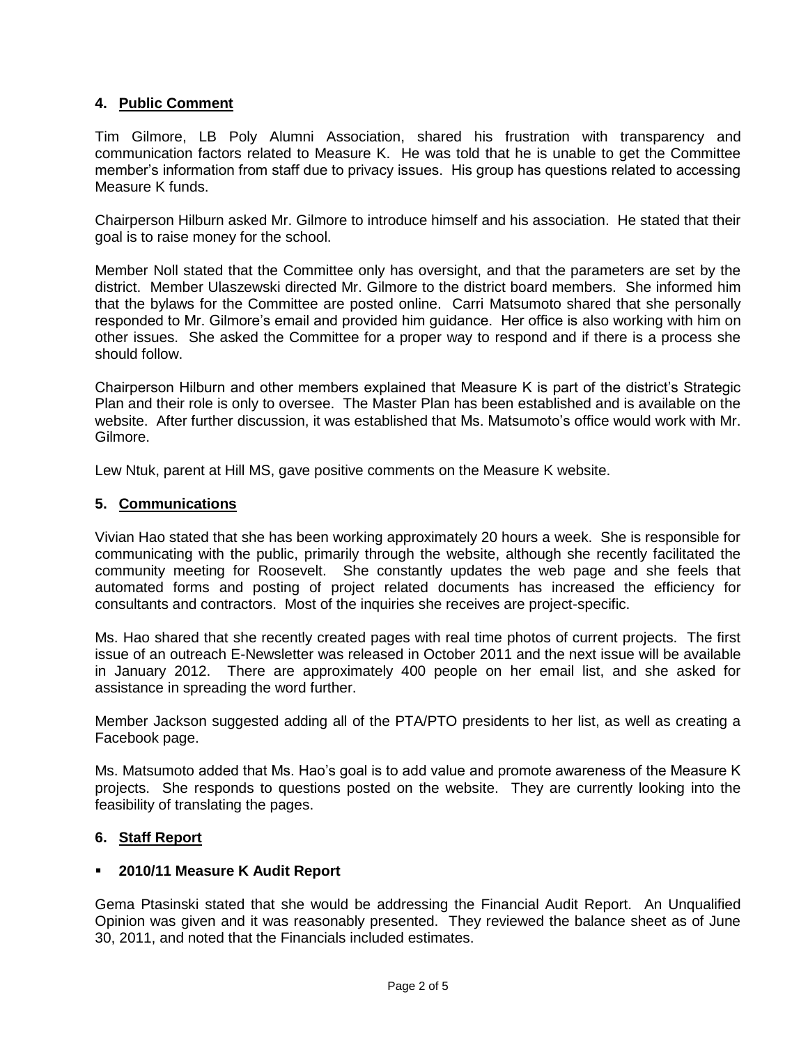## 4. Public Comment

Tim Gilmore, LB Poly Alumni Association, shared his frustration with transparency and communication factors related to Measure K. He was told that he is unable to get the Committee member's information from staff due to privacy issues. His group has questions related to accessing Measure K funds.

Chairperson Hilburn asked Mr. Gilmore to introduce himself and his association. He stated that their goal is to raise money for the school.

Member Noll stated that the Committee only has oversight, and that the parameters are set by the district. Member Ulaszewski directed Mr. Gilmore to the district board members. She informed him that the bylaws for the Committee are posted online. Carri Matsumoto shared that she personally responded to Mr. Gilmore's email and provided him guidance. Her office is also working with him on other issues. She asked the Committee for a proper way to respond and if there is a process she should follow.

Chairperson Hilburn and other members explained that Measure K is part of the district's Strategic Plan and their role is only to oversee. The Master Plan has been established and is available on the website. After further discussion, it was established that Ms. Matsumoto's office would work with Mr. Gilmore.

Lew Ntuk, parent at Hill MS, gave positive comments on the Measure K website.

## 5. Communications

Vivian Hao stated that she has been working approximately 20 hours a week. She is responsible for communicating with the public, primarily through the website, although she recently facilitated the community meeting for Roosevelt. She constantly updates the web page and she feels that automated forms and posting of project related documents has increased the efficiency for consultants and contractors. Most of the inquiries she receives are project-specific.

Ms. Hao shared that she recently created pages with real time photos of current projects. The first issue of an outreach E-Newsletter was released in October 2011 and the next issue will be available in January 2012. There are approximately 400 people on her email list, and she asked for assistance in spreading the word further.

Member Jackson suggested adding all of the PTA/PTO presidents to her list, as well as creating a Facebook page.

Ms. Matsumoto added that Ms. Hao's goal is to add value and promote awareness of the Measure K projects. She responds to questions posted on the website. They are currently looking into the feasibility of translating the pages.

## 6. Staff Report

- **2010/11 Measure K Audit Report**

Gema Ptasinski stated that she would be addressing the Financial Audit Report. An Unqualified Opinion was given and it was reasonably presented. They reviewed the balance sheet as of June 30, 2011, and noted that the Financials included estimates.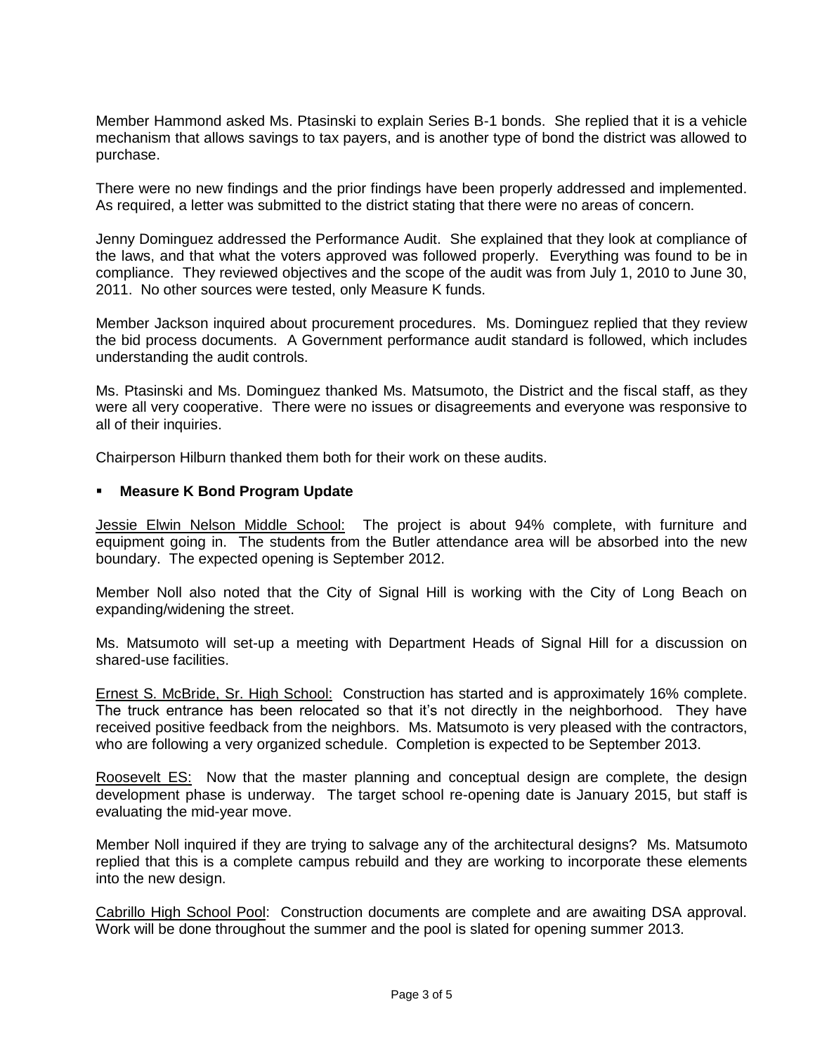Member Hammond asked Ms. Ptasinski to explain Series B-1 bonds. She replied that it is a vehicle mechanism that allows savings to tax payers, and is another type of bond the district was allowed to purchase.

There were no new findings and the prior findings have been properly addressed and implemented. As required, a letter was submitted to the district stating that there were no areas of concern.

Jenny Dominguez addressed the Performance Audit. She explained that they look at compliance of the laws, and that what the voters approved was followed properly. Everything was found to be in compliance. They reviewed objectives and the scope of the audit was from July 1, 2010 to June 30, 2011. No other sources were tested, only Measure K funds.

Member Jackson inquired about procurement procedures. Ms. Dominguez replied that they review the bid process documents. A Government performance audit standard is followed, which includes understanding the audit controls.

Ms. Ptasinski and Ms. Dominguez thanked Ms. Matsumoto, the District and the fiscal staff, as they were all very cooperative. There were no issues or disagreements and everyone was responsive to all of their inquiries.

Chairperson Hilburn thanked them both for their work on these audits.

- **Measure K Bond Program Update**

Jessie Elwin Nelson Middle School: The project is about 94% complete, with furniture and equipment going in. The students from the Butler attendance area will be absorbed into the new boundary. The expected opening is September 2012.

Member Noll also noted that the City of Signal Hill is working with the City of Long Beach on expanding/widening the street.

Ms. Matsumoto will set-up a meeting with Department Heads of Signal Hill for a discussion on shared-use facilities.

Ernest S. McBride, Sr. High School: Construction has started and is approximately 16% complete. The truck entrance has been relocated so that it's not directly in the neighborhood. They have received positive feedback from the neighbors. Ms. Matsumoto is very pleased with the contractors, who are following a very organized schedule. Completion is expected to be September 2013.

Roosevelt ES: Now that the master planning and conceptual design are complete, the design development phase is underway. The target school re-opening date is January 2015, but staff is evaluating the mid-year move.

Member Noll inquired if they are trying to salvage any of the architectural designs? Ms. Matsumoto replied that this is a complete campus rebuild and they are working to incorporate these elements into the new design.

Cabrillo High School Pool: Construction documents are complete and are awaiting DSA approval. Work will be done throughout the summer and the pool is slated for opening summer 2013.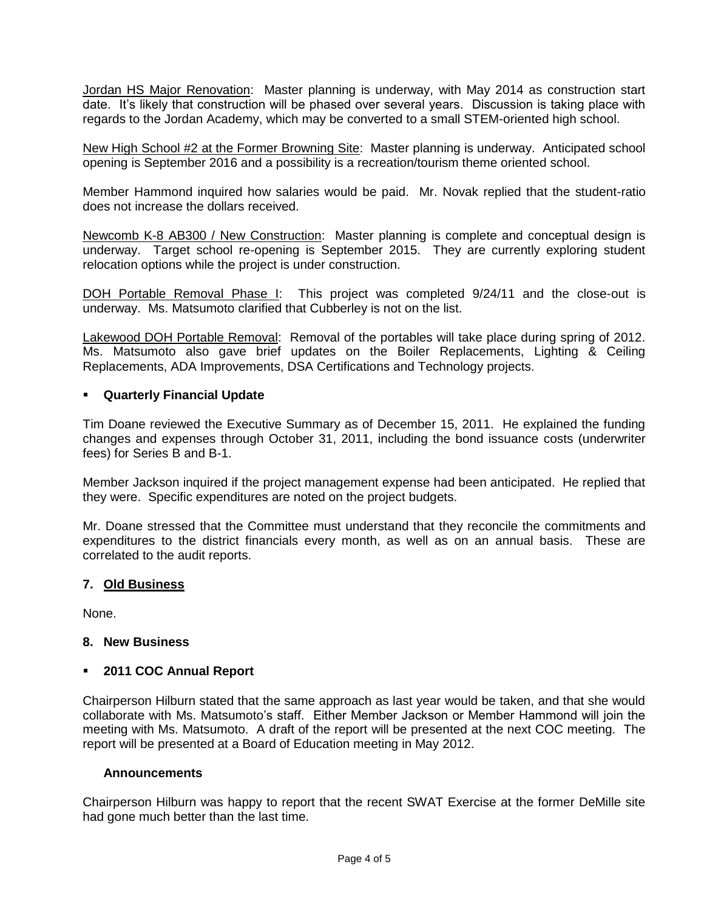Jordan HS Major Renovation: Master planning is underway, with May 2014 as construction start date. It's likely that construction will be phased over several years. Discussion is taking place with regards to the Jordan Academy, which may be converted to a small STEM-oriented high school.

New High School #2 at the Former Browning Site: Master planning is underway. Anticipated school opening is September 2016 and a possibility is a recreation/tourism theme oriented school.

Member Hammond inquired how salaries would be paid. Mr. Novak replied that the student-ratio does not increase the dollars received.

Newcomb K-8 AB300 / New Construction: Master planning is complete and conceptual design is underway. Target school re-opening is September 2015. They are currently exploring student relocation options while the project is under construction.

DOH Portable Removal Phase I: This project was completed 9/24/11 and the close-out is underway. Ms. Matsumoto clarified that Cubberley is not on the list.

Lakewood DOH Portable Removal: Removal of the portables will take place during spring of 2012. Ms. Matsumoto also gave brief updates on the Boiler Replacements, Lighting & Ceiling Replacements, ADA Improvements, DSA Certifications and Technology projects.

- **Quarterly Financial Update**

Tim Doane reviewed the Executive Summary as of December 15, 2011. He explained the funding changes and expenses through October 31, 2011, including the bond issuance costs (underwriter fees) for Series B and B-1.

Member Jackson inquired if the project management expense had been anticipated. He replied that they were. Specific expenditures are noted on the project budgets.

Mr. Doane stressed that the Committee must understand that they reconcile the commitments and expenditures to the district financials every month, as well as on an annual basis. These are correlated to the audit reports.

### 7. Old Business

None.

### 8. New Business

- **2011 COC Annual Report**

Chairperson Hilburn stated that the same approach as last year would be taken, and that she would collaborate with Ms. Matsumoto's staff. Either Member Jackson or Member Hammond will join the meeting with Ms. Matsumoto. A draft of the report will be presented at the next COC meeting. The report will be presented at a Board of Education meeting in May 2012.

**Announcements**

Chairperson Hilburn was happy to report that the recent SWAT Exercise at the former DeMille site had gone much better than the last time.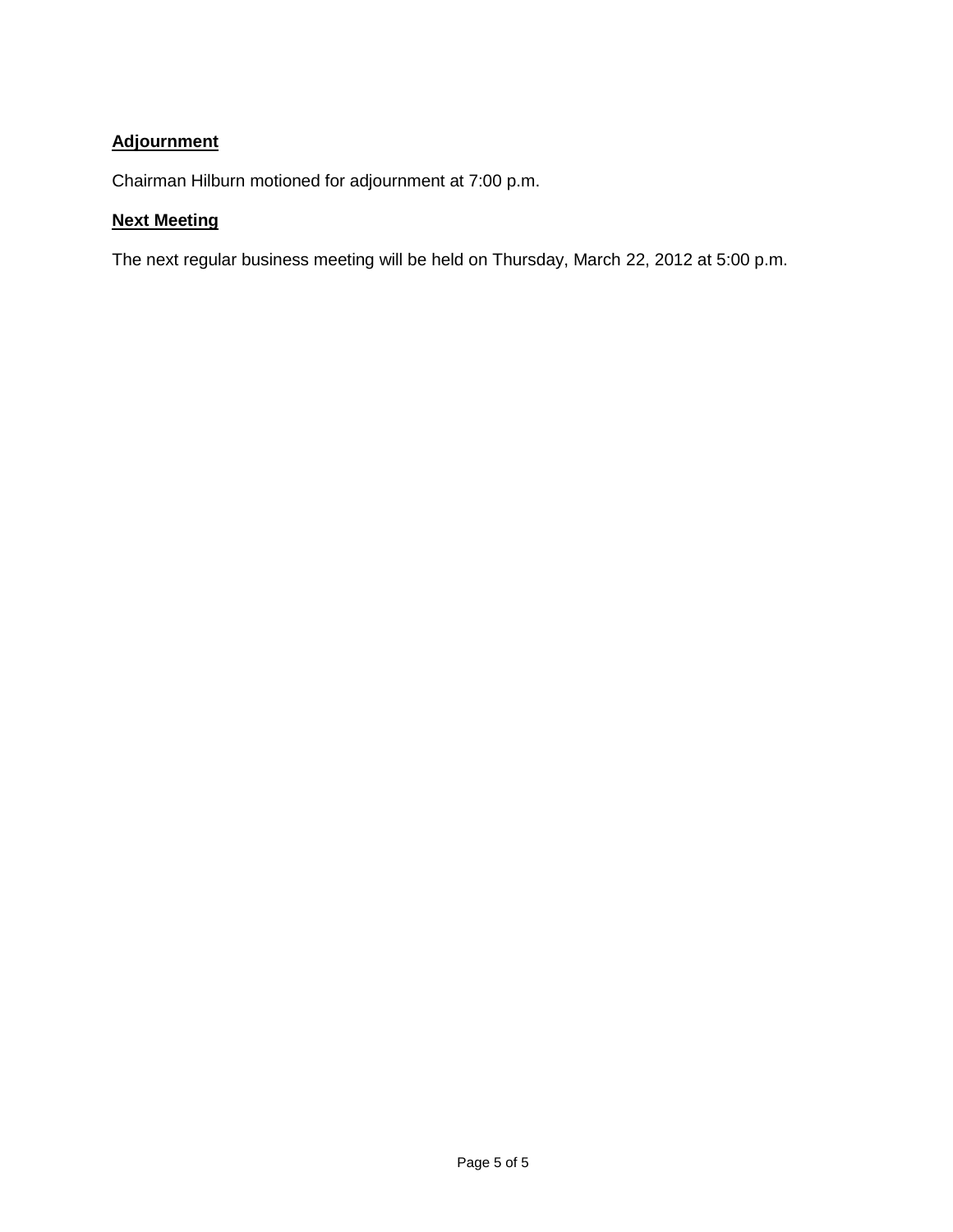## Adjournment

Chairman Hilburn motioned for adjournment at 7:00 p.m.

## Next Meeting

The next regular business meeting will be held on Thursday, March 22, 2012 at 5:00 p.m.